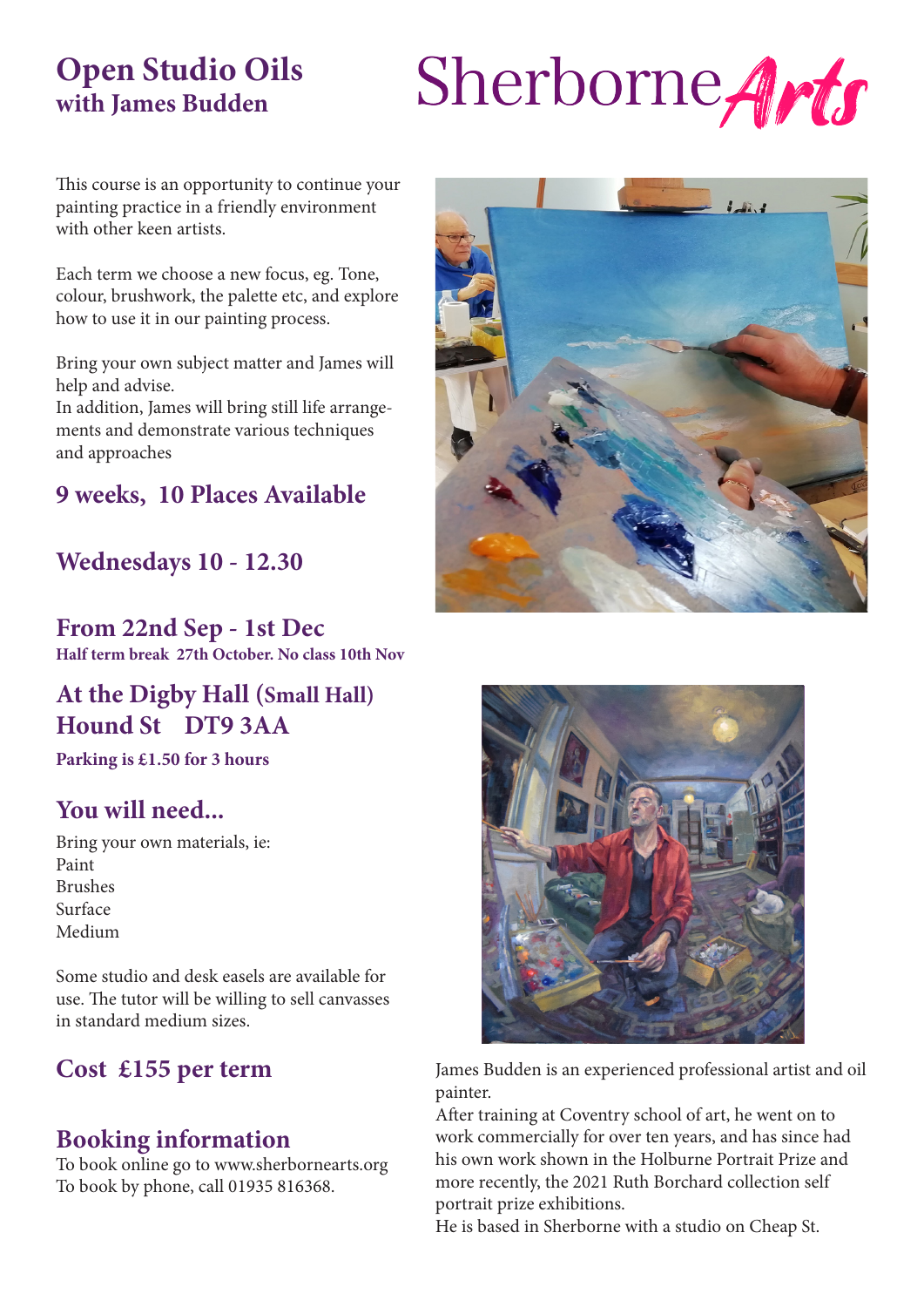# Open Studio Oils
## with James Budden

Sherborne *Arts*

This course is an opportunity to continue your painting practice in a friendly environment with other keen artists.

Each term we choose a new focus, eg. Tone, colour, brushwork, the palette etc, and explore how to use it in our painting process.

Bring your own subject matter and James will help and advise.
In addition, James will bring still life arrangements and demonstrate various techniques and approaches

## 9 weeks, 10 Places Available

## Wednesdays 10 - 12.30

## From 22nd Sep - 1st Dec

**Half term break 27th October. No class 10th Nov**

## At the Digby Hall (Small Hall) Hound St DT9 3AA

**Parking is £1.50 for 3 hours**

## You will need...

Bring your own materials, ie:
Paint
Brushes
Surface
Medium

Some studio and desk easels are available for use. The tutor will be willing to sell canvasses in standard medium sizes.

## Cost £155 per term

## Booking information

To book online go to www.sherbornearts.org
To book by phone, call 01935 816368.

James Budden is an experienced professional artist and oil painter.
After training at Coventry school of art, he went on to work commercially for over ten years, and has since had his own work shown in the Holburne Portrait Prize and more recently, the 2021 Ruth Borchard collection self portrait prize exhibitions.
He is based in Sherborne with a studio on Cheap St.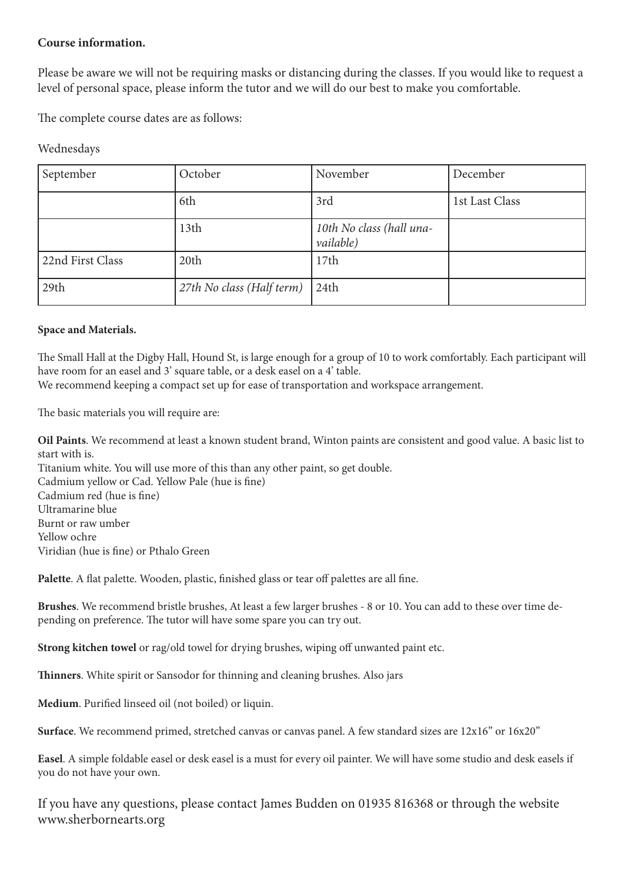**Course information.**

Please be aware we will not be requiring masks or distancing during the classes. If you would like to request a level of personal space, please inform the tutor and we will do our best to make you comfortable.

The complete course dates are as follows:

Wednesdays

| September | October | November | December |
|---|---|---|---|
| | 6th | 3rd | 1st Last Class |
| | 13th | *10th No class (hall unavailable)* | |
| 22nd First Class | 20th | 17th | |
| 29th | *27th No class (Half term)* | 24th | |

**Space and Materials.**

The Small Hall at the Digby Hall, Hound St, is large enough for a group of 10 to work comfortably. Each participant will have room for an easel and 3' square table, or a desk easel on a 4' table.
We recommend keeping a compact set up for ease of transportation and workspace arrangement.

The basic materials you will require are:

**Oil Paints**. We recommend at least a known student brand, Winton paints are consistent and good value. A basic list to start with is.
Titanium white. You will use more of this than any other paint, so get double.
Cadmium yellow or Cad. Yellow Pale (hue is fine)
Cadmium red (hue is fine)
Ultramarine blue
Burnt or raw umber
Yellow ochre
Viridian (hue is fine) or Pthalo Green

**Palette**. A flat palette. Wooden, plastic, finished glass or tear off palettes are all fine.

**Brushes**. We recommend bristle brushes, At least a few larger brushes - 8 or 10. You can add to these over time depending on preference. The tutor will have some spare you can try out.

**Strong kitchen towel** or rag/old towel for drying brushes, wiping off unwanted paint etc.

**Thinners**. White spirit or Sansodor for thinning and cleaning brushes. Also jars

**Medium**. Purified linseed oil (not boiled) or liquin.

**Surface**. We recommend primed, stretched canvas or canvas panel. A few standard sizes are 12x16" or 16x20"

**Easel**. A simple foldable easel or desk easel is a must for every oil painter. We will have some studio and desk easels if you do not have your own.

If you have any questions, please contact James Budden on 01935 816368 or through the website www.sherbornearts.org